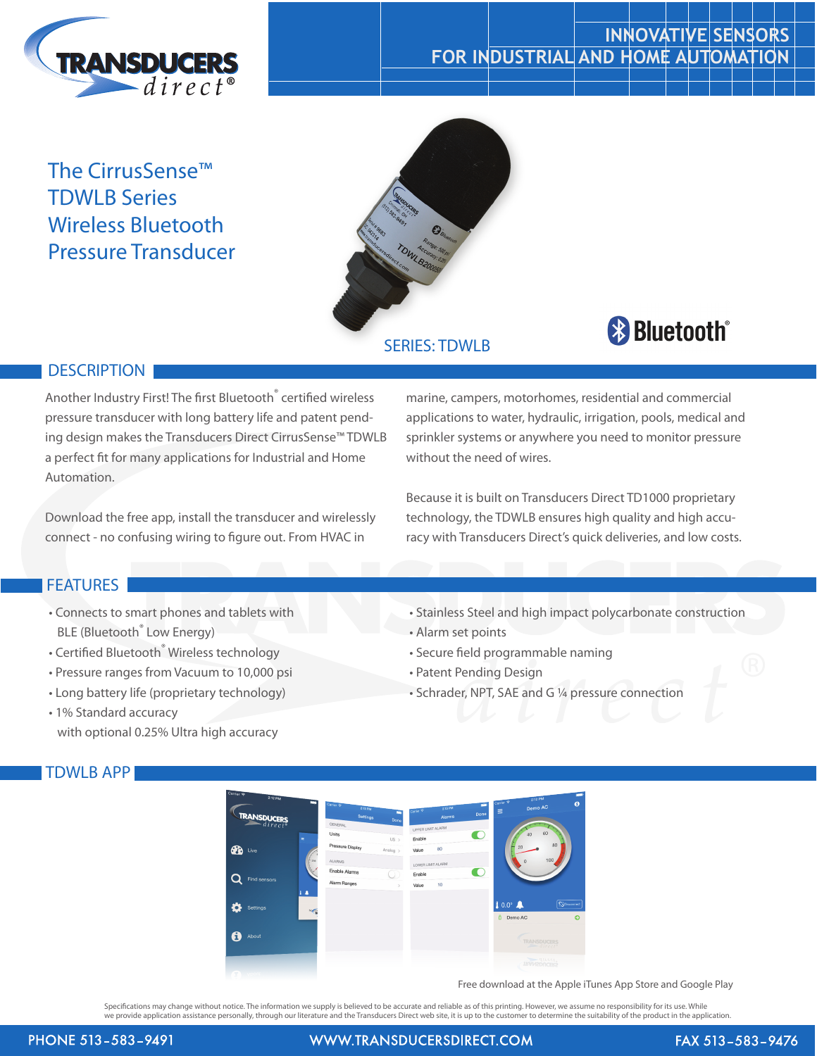INNOVATIVE SENSORS FOR INDUSTRIAL AND HOME AUTOMATION

# The CirrusSense™ TDWLB Series Wireless Bluetooth Pressure Transducer

SERIES: TDWLB

## DESCRIPTION

Another Industry First! The first Bluetooth® certified wireless pressure transducer with long battery life and patent pending design makes the Transducers Direct CirrusSense™ TDWLB a perfect fit for many applications for Industrial and Home Automation.

Download the free app, install the transducer and wirelessly connect - no confusing wiring to figure out. From HVAC in marine, campers, motorhomes, residential and commercial applications to water, hydraulic, irrigation, pools, medical and sprinkler systems or anywhere you need to monitor pressure without the need of wires.

Because it is built on Transducers Direct TD1000 proprietary technology, the TDWLB ensures high quality and high accuracy with Transducers Direct's quick deliveries, and low costs.

## FEATURES

- Connects to smart phones and tablets with BLE (Bluetooth® Low Energy)
- Certified Bluetooth® Wireless technology
- Pressure ranges from Vacuum to 10,000 psi
- Long battery life (proprietary technology)
- 1% Standard accuracy with optional 0.25% Ultra high accuracy
- Stainless Steel and high impact polycarbonate construction
- Alarm set points
- Secure field programmable naming
- Patent Pending Design
- Schrader, NPT, SAE and G ¼ pressure connection

## TDWLB APP

Free download at the Apple iTunes App Store and Google Play

Specifications may change without notice. The information we supply is believed to be accurate and reliable as of this printing. However, we assume no responsibility for its use. While we provide application assistance personally, through our literature and the Transducers Direct web site, it is up to the customer to determine the suitability of the product in the application.

PHONE 513-583-9491 WWW.TRANSDUCERSDIRECT.COM FAX 513-583-9476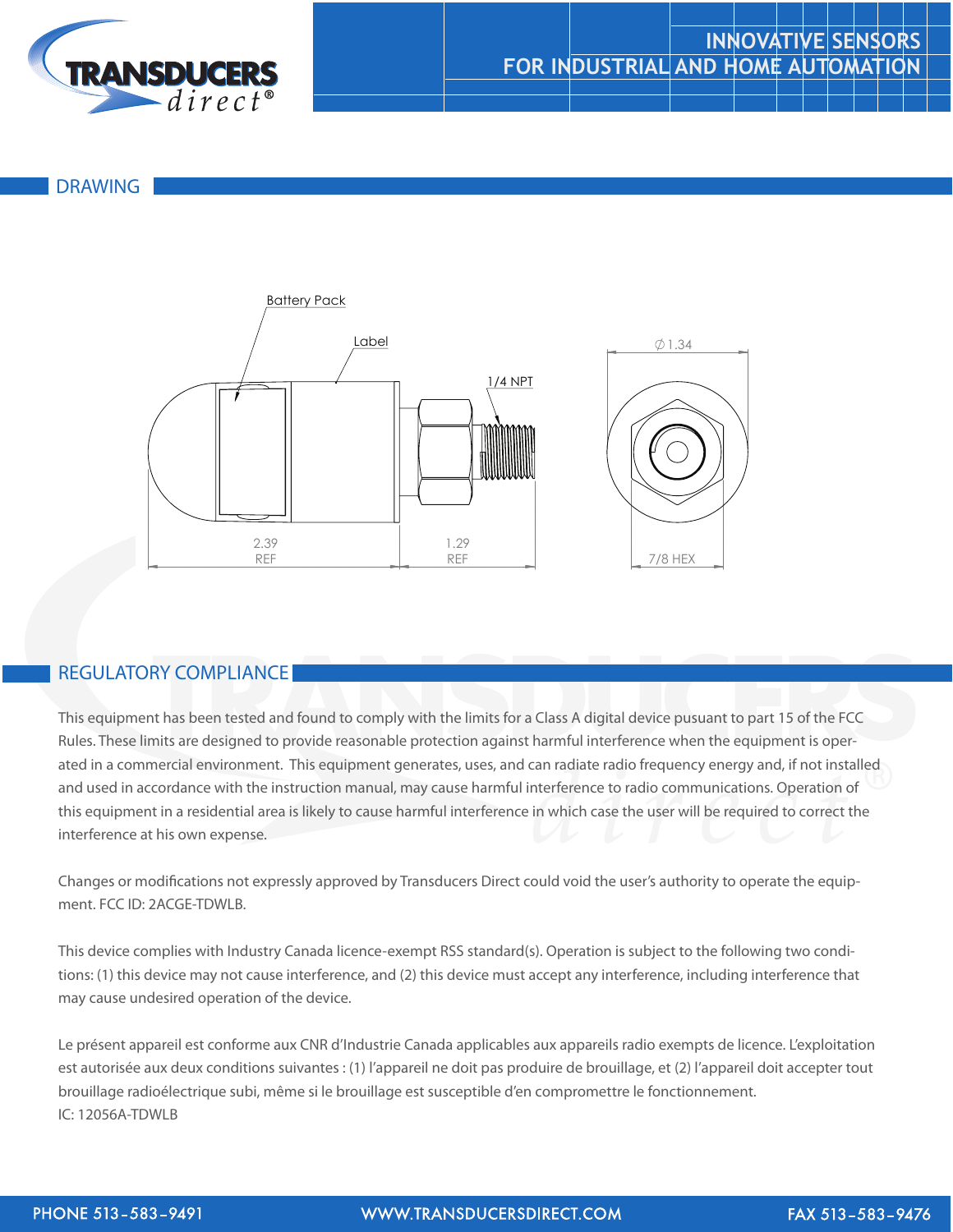## DRAWING

Battery Pack

Label

1/4 NPT

∅1.34

2.39
REF

1.29
REF

7/8 HEX

## REGULATORY COMPLIANCE

This equipment has been tested and found to comply with the limits for a Class A digital device pusuant to part 15 of the FCC Rules. These limits are designed to provide reasonable protection against harmful interference when the equipment is operated in a commercial environment. This equipment generates, uses, and can radiate radio frequency energy and, if not installed and used in accordance with the instruction manual, may cause harmful interference to radio communications. Operation of this equipment in a residential area is likely to cause harmful interference in which case the user will be required to correct the interference at his own expense.

Changes or modifications not expressly approved by Transducers Direct could void the user's authority to operate the equipment. FCC ID: 2ACGE-TDWLB.

This device complies with Industry Canada licence-exempt RSS standard(s). Operation is subject to the following two conditions: (1) this device may not cause interference, and (2) this device must accept any interference, including interference that may cause undesired operation of the device.

Le présent appareil est conforme aux CNR d'Industrie Canada applicables aux appareils radio exempts de licence. L'exploitation est autorisée aux deux conditions suivantes : (1) l'appareil ne doit pas produire de brouillage, et (2) l'appareil doit accepter tout brouillage radioélectrique subi, même si le brouillage est susceptible d'en compromettre le fonctionnement.
IC: 12056A-TDWLB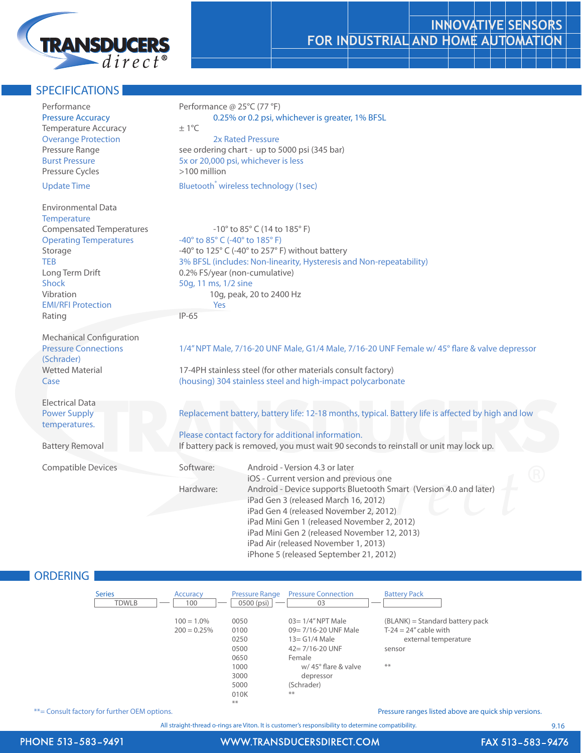# INNOVATIVE SENSORS FOR INDUSTRIAL AND HOME AUTOMATION

## SPECIFICATIONS

| | |
|---|---|
| Performance | Performance @ 25°C (77 °F) |
| Pressure Accuracy | 0.25% or 0.2 psi, whichever is greater, 1% BFSL |
| Temperature Accuracy | ± 1°C |
| Overange Protection | 2x Rated Pressure |
| Pressure Range | see ordering chart - up to 5000 psi (345 bar) |
| Burst Pressure | 5x or 20,000 psi, whichever is less |
| Pressure Cycles | >100 million |
| Update Time | Bluetooth® wireless technology (1sec) |

| | |
|---|---|
| Environmental Data | |
| Temperature | |
| Compensated Temperatures | -10° to 85° C (14 to 185° F) |
| Operating Temperatures | -40° to 85° C (-40° to 185° F) |
| Storage | -40° to 125° C (-40° to 257° F) without battery |
| TEB | 3% BFSL (includes: Non-linearity, Hysteresis and Non-repeatability) |
| Long Term Drift | 0.2% FS/year (non-cumulative) |
| Shock | 50g, 11 ms, 1/2 sine |
| Vibration | 10g, peak, 20 to 2400 Hz |
| EMI/RFI Protection | Yes |
| Rating | IP-65 |

| | |
|---|---|
| Mechanical Configuration | |
| Pressure Connections (Schrader) | 1/4" NPT Male, 7/16-20 UNF Male, G1/4 Male, 7/16-20 UNF Female w/ 45° flare & valve depressor |
| Wetted Material | 17-4PH stainless steel (for other materials consult factory) |
| Case | (housing) 304 stainless steel and high-impact polycarbonate |

| | |
|---|---|
| Electrical Data | |
| Power Supply | Replacement battery, battery life: 12-18 months, typical. Battery life is affected by high and low temperatures. Please contact factory for additional information. |
| Battery Removal | If battery pack is removed, you must wait 90 seconds to reinstall or unit may lock up. |

Compatible Devices

- Software:
  - Android - Version 4.3 or later
  - iOS - Current version and previous one
- Hardware:
  - Android - Device supports Bluetooth Smart (Version 4.0 and later)
  - iPad Gen 3 (released March 16, 2012)
  - iPad Gen 4 (released November 2, 2012)
  - iPad Mini Gen 1 (released November 2, 2012)
  - iPad Mini Gen 2 (released November 12, 2013)
  - iPad Air (released November 1, 2013)
  - iPhone 5 (released September 21, 2012)

## ORDERING

| Series | Accuracy | Pressure Range | Pressure Connection | Battery Pack |
|---|---|---|---|---|
| TDWLB | 100 | 0500 (psi) | 03 | |
| | 100 = 1.0% | 0050 | 03= 1/4" NPT Male | (BLANK) = Standard battery pack |
| | 200 = 0.25% | 0100 | 09= 7/16-20 UNF Male | T-24 = 24" cable with external temperature sensor |
| | | 0250 | 13= G1/4 Male | ** |
| | | 0500 | 42= 7/16-20 UNF Female w/ 45° flare & valve depressor (Schrader) | |
| | | 0650 | ** | |
| | | 1000 | | |
| | | 3000 | | |
| | | 5000 | | |
| | | 010K | | |
| | | ** | | |

**= Consult factory for further OEM options.

Pressure ranges listed above are quick ship versions.

All straight-thread o-rings are Viton. It is customer's responsibility to determine compatibility.

9.16

PHONE 513-583-9491 WWW.TRANSDUCERSDIRECT.COM FAX 513-583-9476